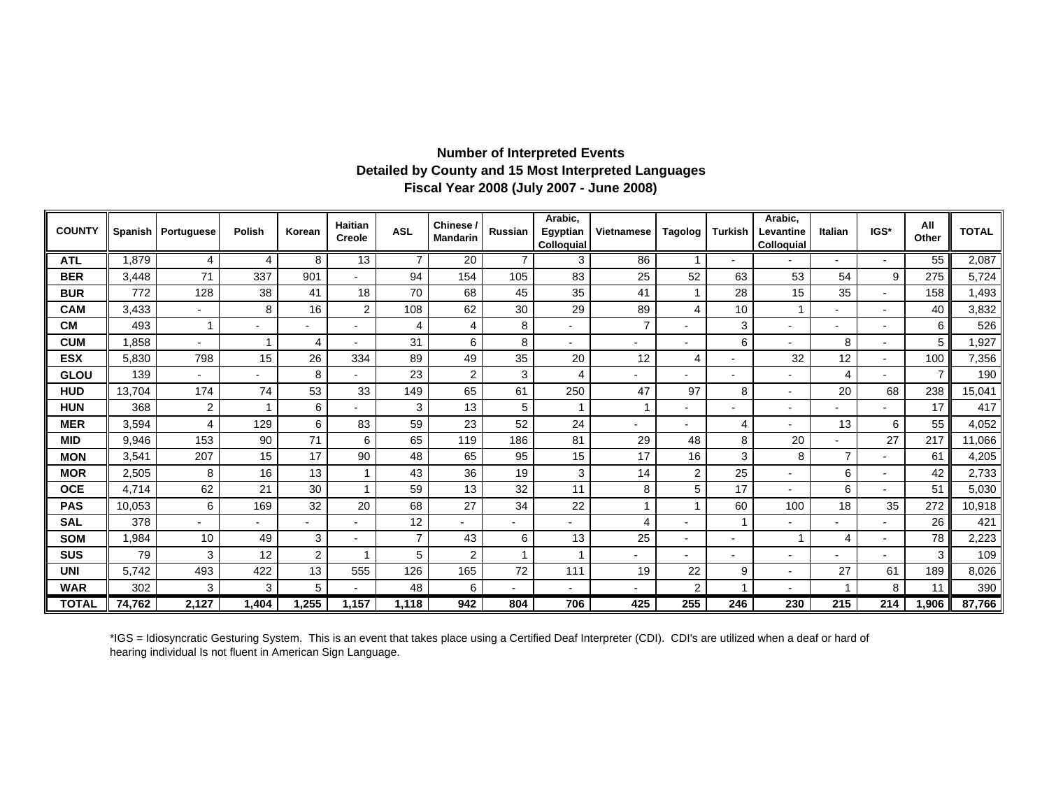**Number of Interpreted Events**
**Detailed by County and 15 Most Interpreted Languages**
**Fiscal Year 2008 (July 2007 - June 2008)**

| COUNTY | Spanish | Portuguese | Polish | Korean | Haitian Creole | ASL | Chinese / Mandarin | Russian | Arabic, Egyptian Colloquial | Vietnamese | Tagolog | Turkish | Arabic, Levantine Colloquial | Italian | IGS* | All Other | TOTAL |
|---|---|---|---|---|---|---|---|---|---|---|---|---|---|---|---|---|---|
| **ATL** | 1,879 | 4 | 4 | 8 | 13 | 7 | 20 | 7 | 3 | 86 | 1 | - | - | - | - | 55 | 2,087 |
| **BER** | 3,448 | 71 | 337 | 901 | - | 94 | 154 | 105 | 83 | 25 | 52 | 63 | 53 | 54 | 9 | 275 | 5,724 |
| **BUR** | 772 | 128 | 38 | 41 | 18 | 70 | 68 | 45 | 35 | 41 | 1 | 28 | 15 | 35 | - | 158 | 1,493 |
| **CAM** | 3,433 | - | 8 | 16 | 2 | 108 | 62 | 30 | 29 | 89 | 4 | 10 | 1 | - | - | 40 | 3,832 |
| **CM** | 493 | 1 | - | - | - | 4 | 4 | 8 | - | 7 | - | 3 | - | - | - | 6 | 526 |
| **CUM** | 1,858 | - | 1 | 4 | - | 31 | 6 | 8 | - | - | - | 6 | - | 8 | - | 5 | 1,927 |
| **ESX** | 5,830 | 798 | 15 | 26 | 334 | 89 | 49 | 35 | 20 | 12 | 4 | - | 32 | 12 | - | 100 | 7,356 |
| **GLOU** | 139 | - | - | 8 | - | 23 | 2 | 3 | 4 | - | - | - | - | 4 | - | 7 | 190 |
| **HUD** | 13,704 | 174 | 74 | 53 | 33 | 149 | 65 | 61 | 250 | 47 | 97 | 8 | - | 20 | 68 | 238 | 15,041 |
| **HUN** | 368 | 2 | 1 | 6 | - | 3 | 13 | 5 | 1 | 1 | - | - | - | - | - | 17 | 417 |
| **MER** | 3,594 | 4 | 129 | 6 | 83 | 59 | 23 | 52 | 24 | - | - | 4 | - | 13 | 6 | 55 | 4,052 |
| **MID** | 9,946 | 153 | 90 | 71 | 6 | 65 | 119 | 186 | 81 | 29 | 48 | 8 | 20 | - | 27 | 217 | 11,066 |
| **MON** | 3,541 | 207 | 15 | 17 | 90 | 48 | 65 | 95 | 15 | 17 | 16 | 3 | 8 | 7 | - | 61 | 4,205 |
| **MOR** | 2,505 | 8 | 16 | 13 | 1 | 43 | 36 | 19 | 3 | 14 | 2 | 25 | - | 6 | - | 42 | 2,733 |
| **OCE** | 4,714 | 62 | 21 | 30 | 1 | 59 | 13 | 32 | 11 | 8 | 5 | 17 | - | 6 | - | 51 | 5,030 |
| **PAS** | 10,053 | 6 | 169 | 32 | 20 | 68 | 27 | 34 | 22 | 1 | 1 | 60 | 100 | 18 | 35 | 272 | 10,918 |
| **SAL** | 378 | - | - | - | - | 12 | - | - | - | 4 | - | 1 | - | - | - | 26 | 421 |
| **SOM** | 1,984 | 10 | 49 | 3 | - | 7 | 43 | 6 | 13 | 25 | - | - | 1 | 4 | - | 78 | 2,223 |
| **SUS** | 79 | 3 | 12 | 2 | 1 | 5 | 2 | 1 | 1 | - | - | - | - | - | - | 3 | 109 |
| **UNI** | 5,742 | 493 | 422 | 13 | 555 | 126 | 165 | 72 | 111 | 19 | 22 | 9 | - | 27 | 61 | 189 | 8,026 |
| **WAR** | 302 | 3 | 3 | 5 | - | 48 | 6 | - | - | - | 2 | 1 | - | 1 | 8 | 11 | 390 |
| **TOTAL** | **74,762** | **2,127** | **1,404** | **1,255** | **1,157** | **1,118** | **942** | **804** | **706** | **425** | **255** | **246** | **230** | **215** | **214** | **1,906** | **87,766** |

*IGS = Idiosyncratic Gesturing System. This is an event that takes place using a Certified Deaf Interpreter (CDI). CDI's are utilized when a deaf or hard of hearing individual Is not fluent in American Sign Language.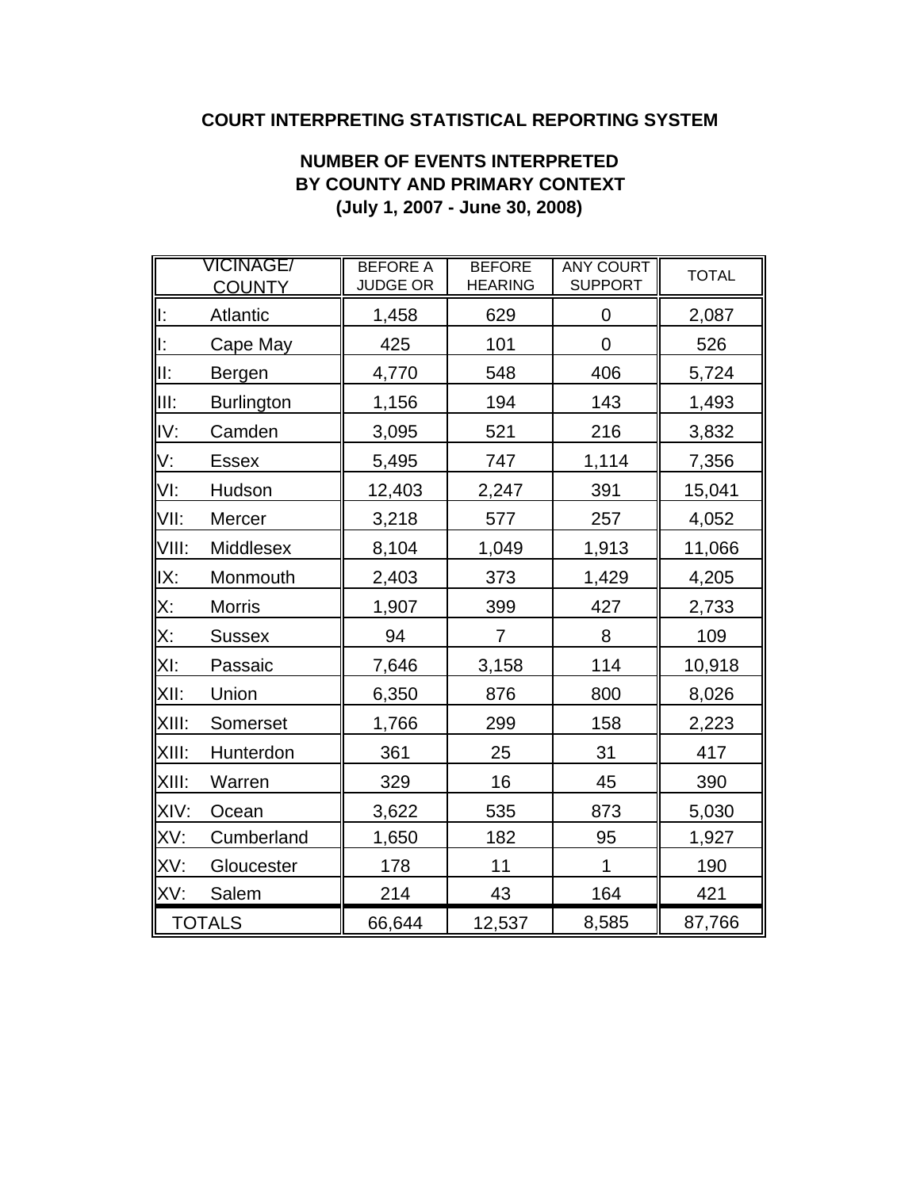**COURT INTERPRETING STATISTICAL REPORTING SYSTEM**

**NUMBER OF EVENTS INTERPRETED**
**BY COUNTY AND PRIMARY CONTEXT**
**(July 1, 2007 - June 30, 2008)**

| VICINAGE/ COUNTY | | BEFORE A JUDGE OR | BEFORE HEARING | ANY COURT SUPPORT | TOTAL |
|---|---|---|---|---|---|
| I: | Atlantic | 1,458 | 629 | 0 | 2,087 |
| I: | Cape May | 425 | 101 | 0 | 526 |
| II: | Bergen | 4,770 | 548 | 406 | 5,724 |
| III: | Burlington | 1,156 | 194 | 143 | 1,493 |
| IV: | Camden | 3,095 | 521 | 216 | 3,832 |
| V: | Essex | 5,495 | 747 | 1,114 | 7,356 |
| VI: | Hudson | 12,403 | 2,247 | 391 | 15,041 |
| VII: | Mercer | 3,218 | 577 | 257 | 4,052 |
| VIII: | Middlesex | 8,104 | 1,049 | 1,913 | 11,066 |
| IX: | Monmouth | 2,403 | 373 | 1,429 | 4,205 |
| X: | Morris | 1,907 | 399 | 427 | 2,733 |
| X: | Sussex | 94 | 7 | 8 | 109 |
| XI: | Passaic | 7,646 | 3,158 | 114 | 10,918 |
| XII: | Union | 6,350 | 876 | 800 | 8,026 |
| XIII: | Somerset | 1,766 | 299 | 158 | 2,223 |
| XIII: | Hunterdon | 361 | 25 | 31 | 417 |
| XIII: | Warren | 329 | 16 | 45 | 390 |
| XIV: | Ocean | 3,622 | 535 | 873 | 5,030 |
| XV: | Cumberland | 1,650 | 182 | 95 | 1,927 |
| XV: | Gloucester | 178 | 11 | 1 | 190 |
| XV: | Salem | 214 | 43 | 164 | 421 |
| TOTALS | | 66,644 | 12,537 | 8,585 | 87,766 |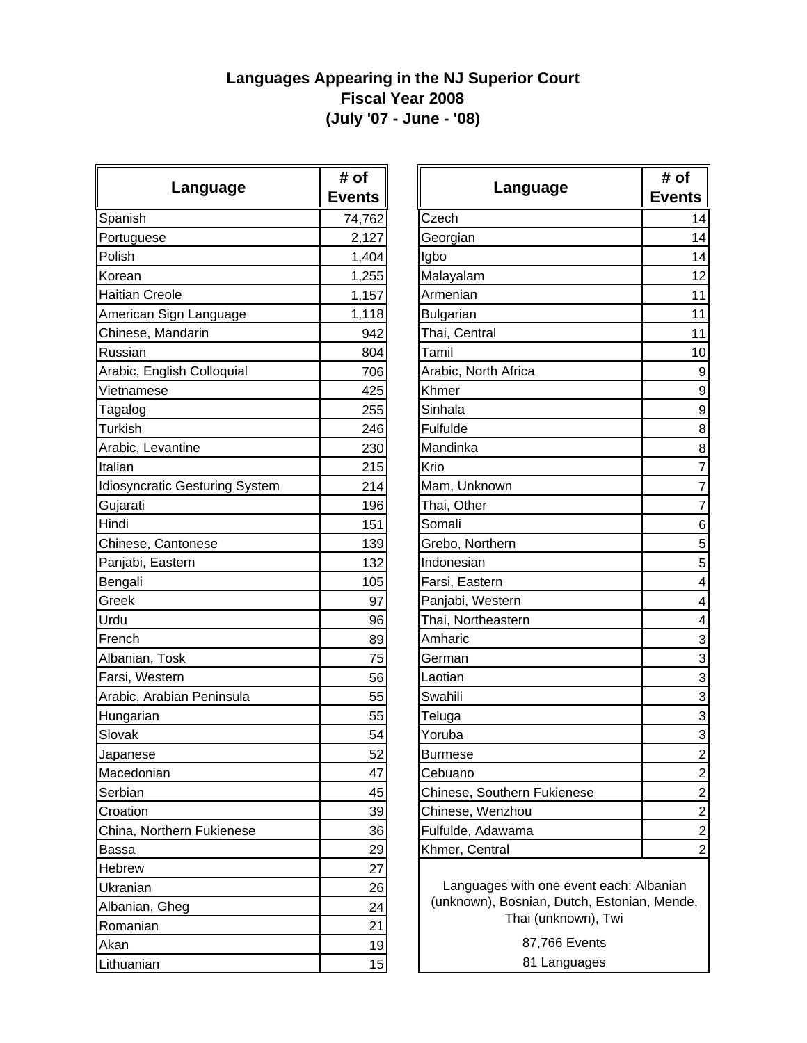**Languages Appearing in the NJ Superior Court**
**Fiscal Year 2008**
**(July '07 - June - '08)**

| Language | # of Events |
|---|---|
| Spanish | 74,762 |
| Portuguese | 2,127 |
| Polish | 1,404 |
| Korean | 1,255 |
| Haitian Creole | 1,157 |
| American Sign Language | 1,118 |
| Chinese, Mandarin | 942 |
| Russian | 804 |
| Arabic, English Colloquial | 706 |
| Vietnamese | 425 |
| Tagalog | 255 |
| Turkish | 246 |
| Arabic, Levantine | 230 |
| Italian | 215 |
| Idiosyncratic Gesturing System | 214 |
| Gujarati | 196 |
| Hindi | 151 |
| Chinese, Cantonese | 139 |
| Panjabi, Eastern | 132 |
| Bengali | 105 |
| Greek | 97 |
| Urdu | 96 |
| French | 89 |
| Albanian, Tosk | 75 |
| Farsi, Western | 56 |
| Arabic, Arabian Peninsula | 55 |
| Hungarian | 55 |
| Slovak | 54 |
| Japanese | 52 |
| Macedonian | 47 |
| Serbian | 45 |
| Croation | 39 |
| China, Northern Fukienese | 36 |
| Bassa | 29 |
| Hebrew | 27 |
| Ukranian | 26 |
| Albanian, Gheg | 24 |
| Romanian | 21 |
| Akan | 19 |
| Lithuanian | 15 |
| Czech | 14 |
| Georgian | 14 |
| Igbo | 14 |
| Malayalam | 12 |
| Armenian | 11 |
| Bulgarian | 11 |
| Thai, Central | 11 |
| Tamil | 10 |
| Arabic, North Africa | 9 |
| Khmer | 9 |
| Sinhala | 9 |
| Fulfulde | 8 |
| Mandinka | 8 |
| Krio | 7 |
| Mam, Unknown | 7 |
| Thai, Other | 7 |
| Somali | 6 |
| Grebo, Northern | 5 |
| Indonesian | 5 |
| Farsi, Eastern | 4 |
| Panjabi, Western | 4 |
| Thai, Northeastern | 4 |
| Amharic | 3 |
| German | 3 |
| Laotian | 3 |
| Swahili | 3 |
| Teluga | 3 |
| Yoruba | 3 |
| Burmese | 2 |
| Cebuano | 2 |
| Chinese, Southern Fukienese | 2 |
| Chinese, Wenzhou | 2 |
| Fulfulde, Adawama | 2 |
| Khmer, Central | 2 |

Languages with one event each: Albanian (unknown), Bosnian, Dutch, Estonian, Mende, Thai (unknown), Twi

87,766 Events

81 Languages